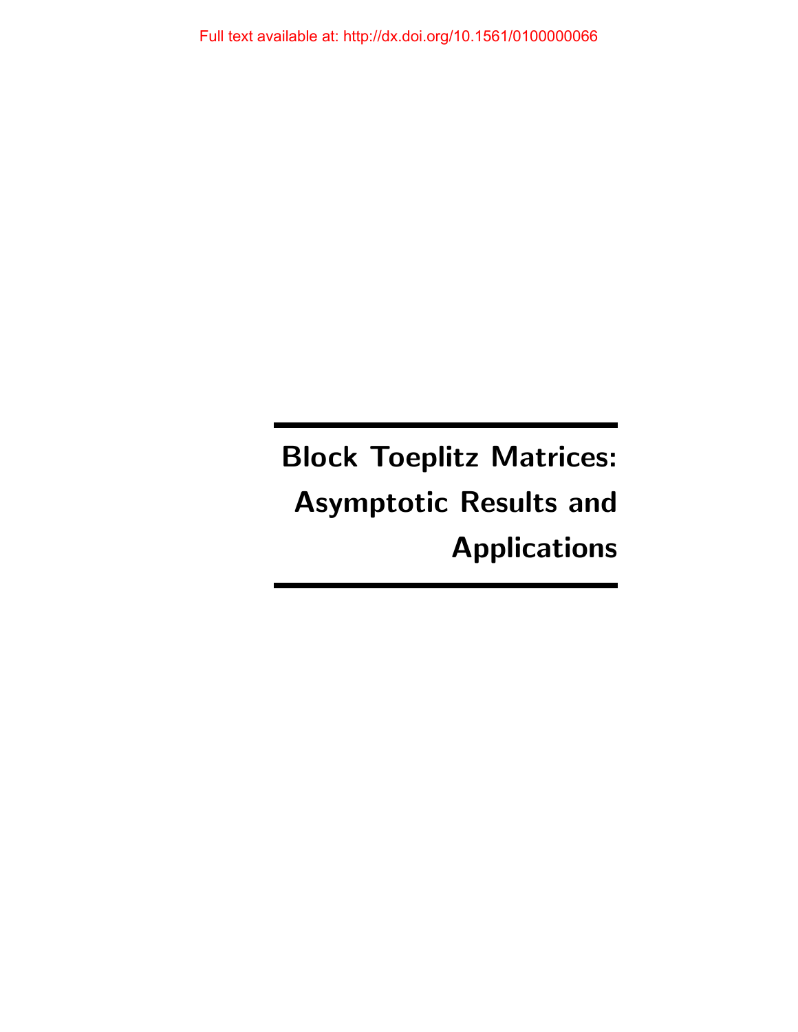Full text available at: http://dx.doi.org/10.1561/0100000066

# Block Toeplitz Matrices: Asymptotic Results and Applications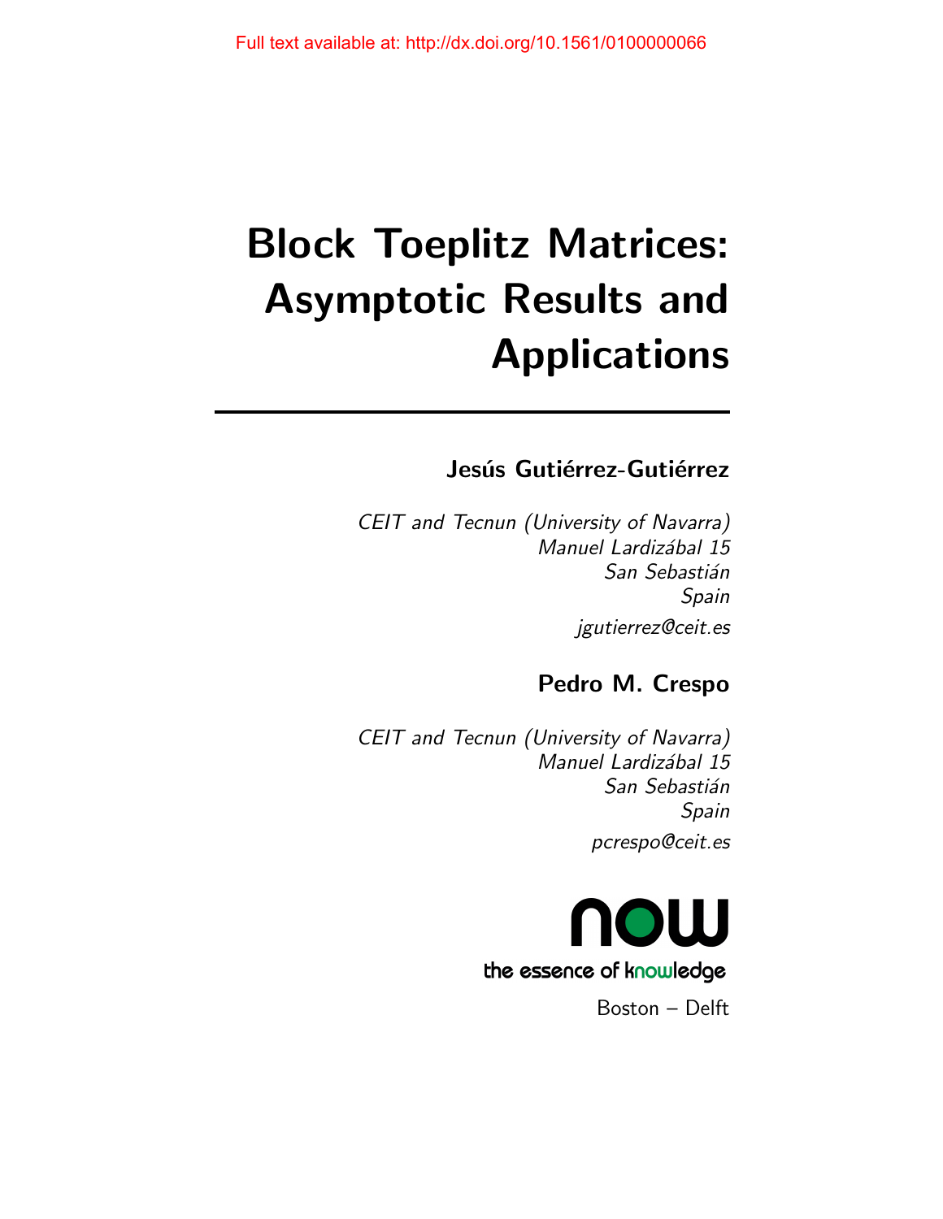# Block Toeplitz Matrices: Asymptotic Results and Applications

**Jesús Gutiérrez-Gutiérrez**

*CEIT and Tecnun (University of Navarra)*
*Manuel Lardizábal 15*
*San Sebastián*
*Spain*
*jgutierrez@ceit.es*

**Pedro M. Crespo**

*CEIT and Tecnun (University of Navarra)*
*Manuel Lardizábal 15*
*San Sebastián*
*Spain*
*pcrespo@ceit.es*

now

the essence of knowledge

Boston – Delft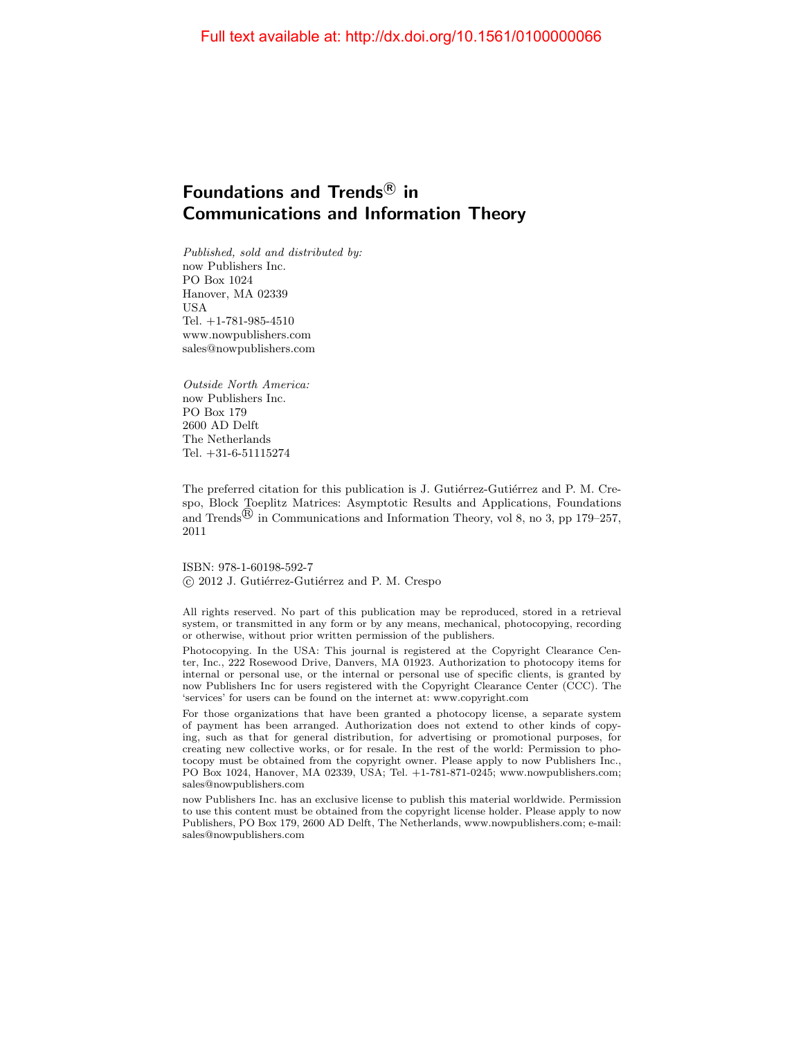Full text available at: http://dx.doi.org/10.1561/0100000066

# Foundations and Trends® in Communications and Information Theory

*Published, sold and distributed by:*
now Publishers Inc.
PO Box 1024
Hanover, MA 02339
USA
Tel. +1-781-985-4510
www.nowpublishers.com
sales@nowpublishers.com

*Outside North America:*
now Publishers Inc.
PO Box 179
2600 AD Delft
The Netherlands
Tel. +31-6-51115274

The preferred citation for this publication is J. Gutiérrez-Gutiérrez and P. M. Crespo, Block Toeplitz Matrices: Asymptotic Results and Applications, Foundations and Trends® in Communications and Information Theory, vol 8, no 3, pp 179–257, 2011

ISBN: 978-1-60198-592-7
© 2012 J. Gutiérrez-Gutiérrez and P. M. Crespo

All rights reserved. No part of this publication may be reproduced, stored in a retrieval system, or transmitted in any form or by any means, mechanical, photocopying, recording or otherwise, without prior written permission of the publishers.

Photocopying. In the USA: This journal is registered at the Copyright Clearance Center, Inc., 222 Rosewood Drive, Danvers, MA 01923. Authorization to photocopy items for internal or personal use, or the internal or personal use of specific clients, is granted by now Publishers Inc for users registered with the Copyright Clearance Center (CCC). The 'services' for users can be found on the internet at: www.copyright.com

For those organizations that have been granted a photocopy license, a separate system of payment has been arranged. Authorization does not extend to other kinds of copying, such as that for general distribution, for advertising or promotional purposes, for creating new collective works, or for resale. In the rest of the world: Permission to photocopy must be obtained from the copyright owner. Please apply to now Publishers Inc., PO Box 1024, Hanover, MA 02339, USA; Tel. +1-781-871-0245; www.nowpublishers.com; sales@nowpublishers.com

now Publishers Inc. has an exclusive license to publish this material worldwide. Permission to use this content must be obtained from the copyright license holder. Please apply to now Publishers, PO Box 179, 2600 AD Delft, The Netherlands, www.nowpublishers.com; e-mail: sales@nowpublishers.com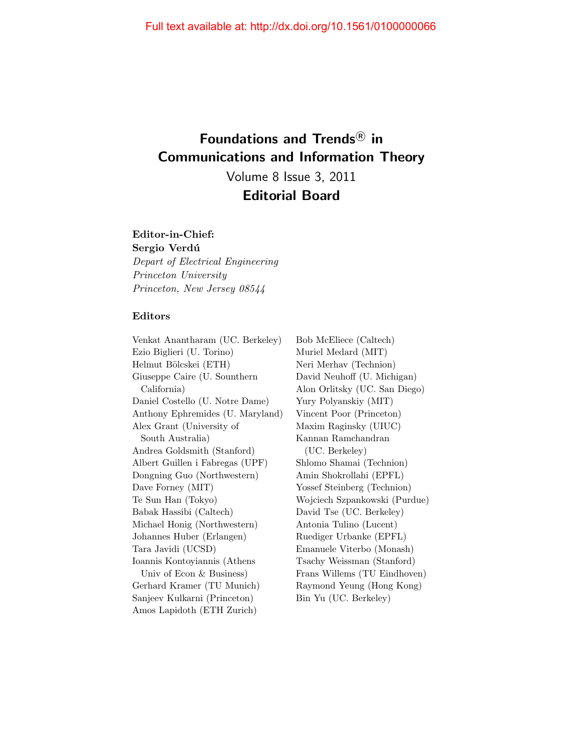# Foundations and Trends® in Communications and Information Theory

Volume 8 Issue 3, 2011

## Editorial Board

**Editor-in-Chief:**
**Sergio Verdú**
*Depart of Electrical Engineering*
*Princeton University*
*Princeton, New Jersey 08544*

**Editors**

Venkat Anantharam (UC. Berkeley)
Ezio Biglieri (U. Torino)
Helmut Bölcskei (ETH)
Giuseppe Caire (U. Sounthern California)
Daniel Costello (U. Notre Dame)
Anthony Ephremides (U. Maryland)
Alex Grant (University of South Australia)
Andrea Goldsmith (Stanford)
Albert Guillen i Fabregas (UPF)
Dongning Guo (Northwestern)
Dave Forney (MIT)
Te Sun Han (Tokyo)
Babak Hassibi (Caltech)
Michael Honig (Northwestern)
Johannes Huber (Erlangen)
Tara Javidi (UCSD)
Ioannis Kontoyiannis (Athens Univ of Econ & Business)
Gerhard Kramer (TU Munich)
Sanjeev Kulkarni (Princeton)
Amos Lapidoth (ETH Zurich)
Bob McEliece (Caltech)
Muriel Medard (MIT)
Neri Merhav (Technion)
David Neuhoff (U. Michigan)
Alon Orlitsky (UC. San Diego)
Yury Polyanskiy (MIT)
Vincent Poor (Princeton)
Maxim Raginsky (UIUC)
Kannan Ramchandran (UC. Berkeley)
Shlomo Shamai (Technion)
Amin Shokrollahi (EPFL)
Yossef Steinberg (Technion)
Wojciech Szpankowski (Purdue)
David Tse (UC. Berkeley)
Antonia Tulino (Lucent)
Ruediger Urbanke (EPFL)
Emanuele Viterbo (Monash)
Tsachy Weissman (Stanford)
Frans Willems (TU Eindhoven)
Raymond Yeung (Hong Kong)
Bin Yu (UC. Berkeley)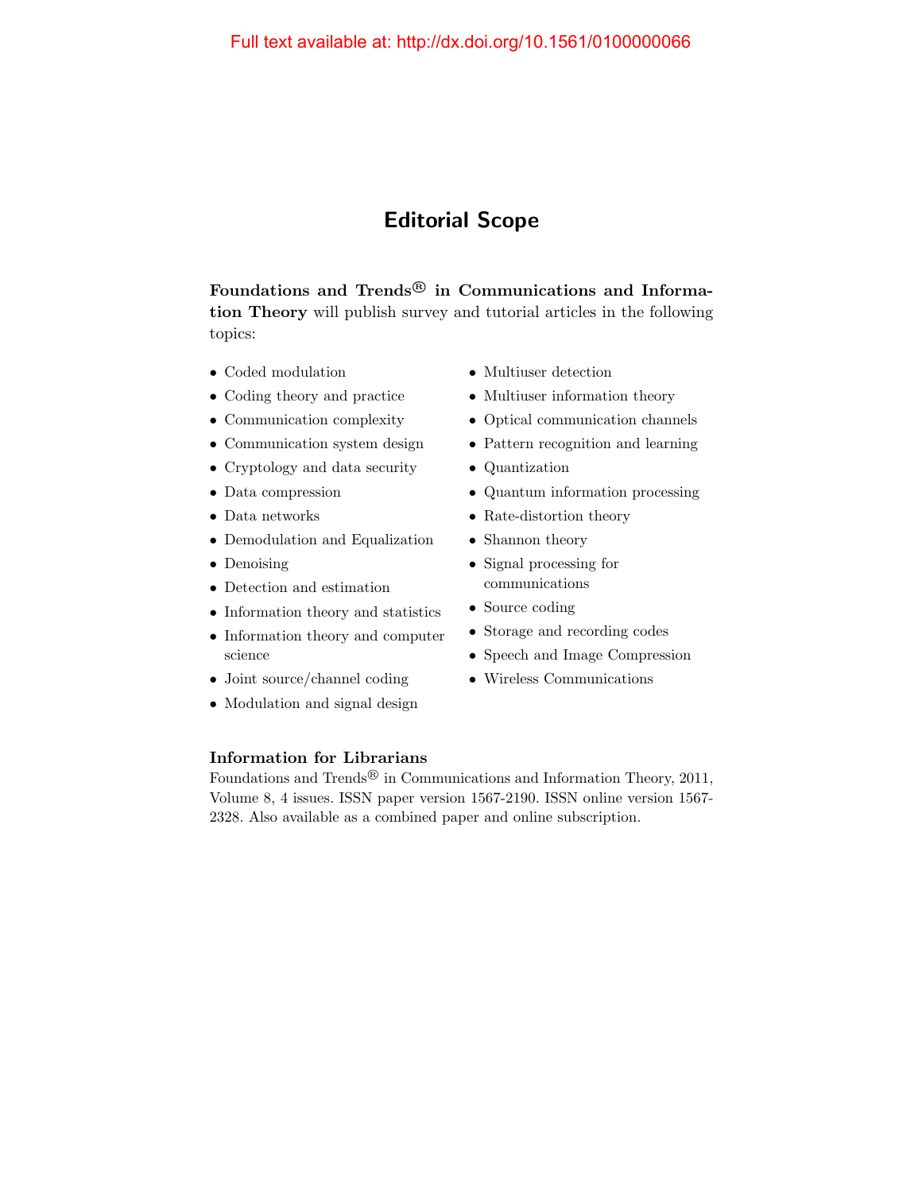# Editorial Scope

**Foundations and Trends® in Communications and Information Theory** will publish survey and tutorial articles in the following topics:

- Coded modulation
- Coding theory and practice
- Communication complexity
- Communication system design
- Cryptology and data security
- Data compression
- Data networks
- Demodulation and Equalization
- Denoising
- Detection and estimation
- Information theory and statistics
- Information theory and computer science
- Joint source/channel coding
- Modulation and signal design
- Multiuser detection
- Multiuser information theory
- Optical communication channels
- Pattern recognition and learning
- Quantization
- Quantum information processing
- Rate-distortion theory
- Shannon theory
- Signal processing for communications
- Source coding
- Storage and recording codes
- Speech and Image Compression
- Wireless Communications

**Information for Librarians**

Foundations and Trends® in Communications and Information Theory, 2011, Volume 8, 4 issues. ISSN paper version 1567-2190. ISSN online version 1567-2328. Also available as a combined paper and online subscription.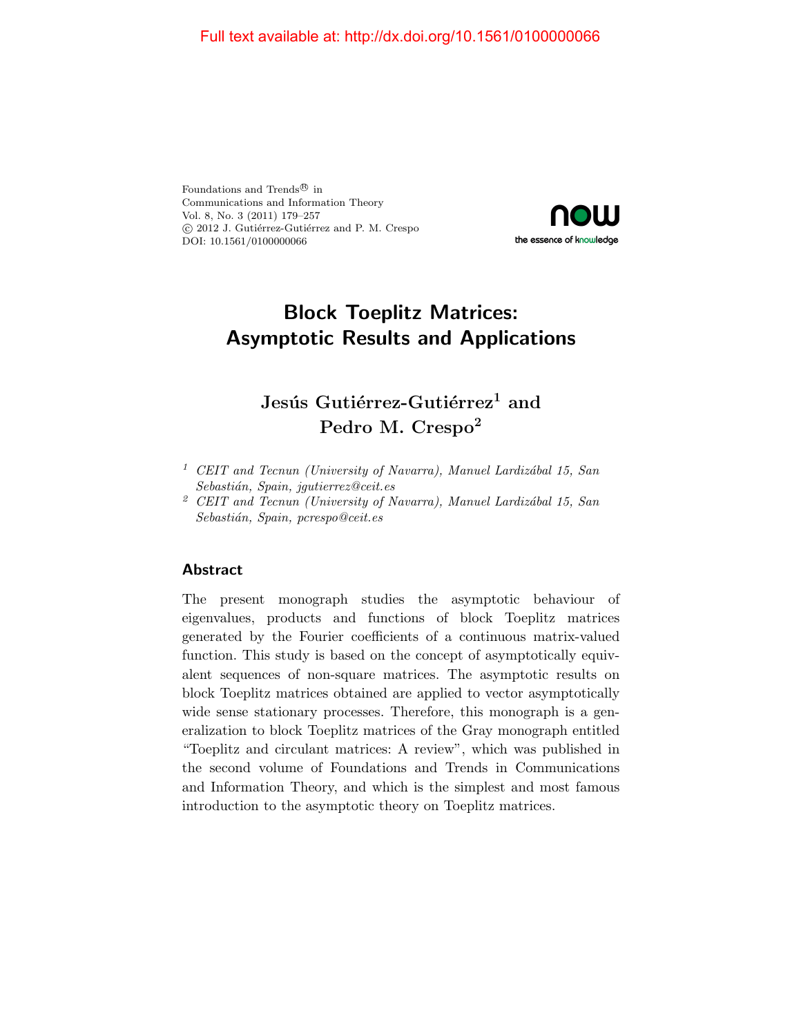Foundations and Trends® in
Communications and Information Theory
Vol. 8, No. 3 (2011) 179–257
© 2012 J. Gutiérrez-Gutiérrez and P. M. Crespo
DOI: 10.1561/0100000066

# Block Toeplitz Matrices: Asymptotic Results and Applications

**Jesús Gutiérrez-Gutiérrez[1] and Pedro M. Crespo[2]**

[1] *CEIT and Tecnun (University of Navarra), Manuel Lardizábal 15, San Sebastián, Spain, jgutierrez@ceit.es*

[2] *CEIT and Tecnun (University of Navarra), Manuel Lardizábal 15, San Sebastián, Spain, pcrespo@ceit.es*

## Abstract

The present monograph studies the asymptotic behaviour of eigenvalues, products and functions of block Toeplitz matrices generated by the Fourier coefficients of a continuous matrix-valued function. This study is based on the concept of asymptotically equivalent sequences of non-square matrices. The asymptotic results on block Toeplitz matrices obtained are applied to vector asymptotically wide sense stationary processes. Therefore, this monograph is a generalization to block Toeplitz matrices of the Gray monograph entitled "Toeplitz and circulant matrices: A review", which was published in the second volume of Foundations and Trends in Communications and Information Theory, and which is the simplest and most famous introduction to the asymptotic theory on Toeplitz matrices.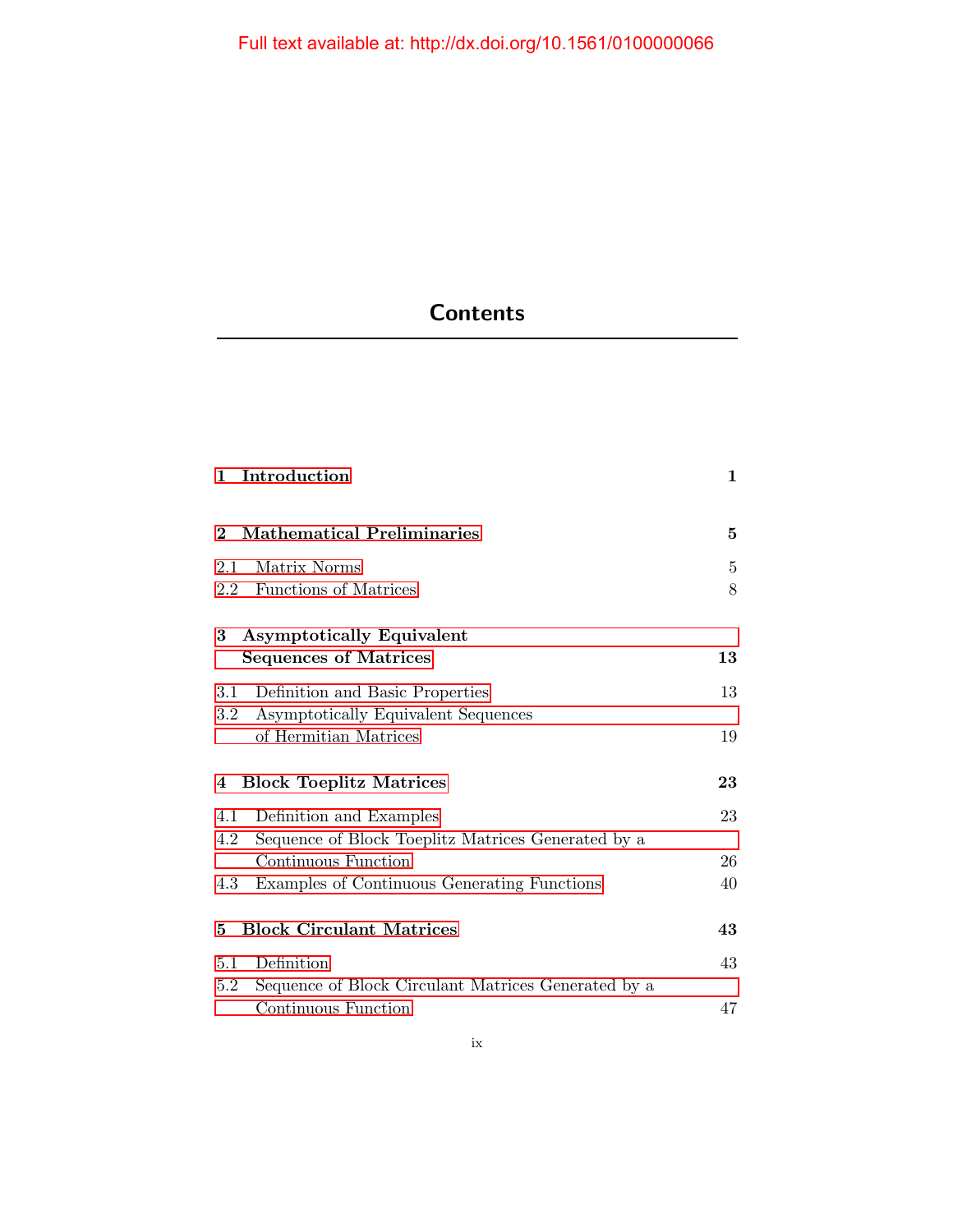# Contents

| | |
|---|---|
| **1 Introduction** | **1** |
| **2 Mathematical Preliminaries** | **5** |
| 2.1 Matrix Norms | 5 |
| 2.2 Functions of Matrices | 8 |
| **3 Asymptotically Equivalent Sequences of Matrices** | **13** |
| 3.1 Definition and Basic Properties | 13 |
| 3.2 Asymptotically Equivalent Sequences of Hermitian Matrices | 19 |
| **4 Block Toeplitz Matrices** | **23** |
| 4.1 Definition and Examples | 23 |
| 4.2 Sequence of Block Toeplitz Matrices Generated by a Continuous Function | 26 |
| 4.3 Examples of Continuous Generating Functions | 40 |
| **5 Block Circulant Matrices** | **43** |
| 5.1 Definition | 43 |
| 5.2 Sequence of Block Circulant Matrices Generated by a Continuous Function | 47 |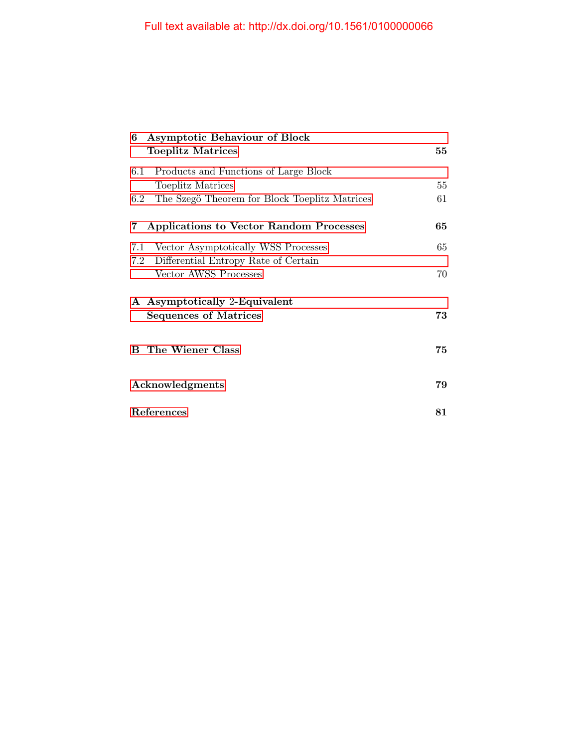**6 Asymptotic Behaviour of Block Toeplitz Matrices** **55**

6.1 Products and Functions of Large Block Toeplitz Matrices 55

6.2 The Szegö Theorem for Block Toeplitz Matrices 61

**7 Applications to Vector Random Processes** **65**

7.1 Vector Asymptotically WSS Processes 65

7.2 Differential Entropy Rate of Certain Vector AWSS Processes 70

**A Asymptotically 2-Equivalent Sequences of Matrices** **73**

**B The Wiener Class** **75**

**Acknowledgments** **79**

**References** **81**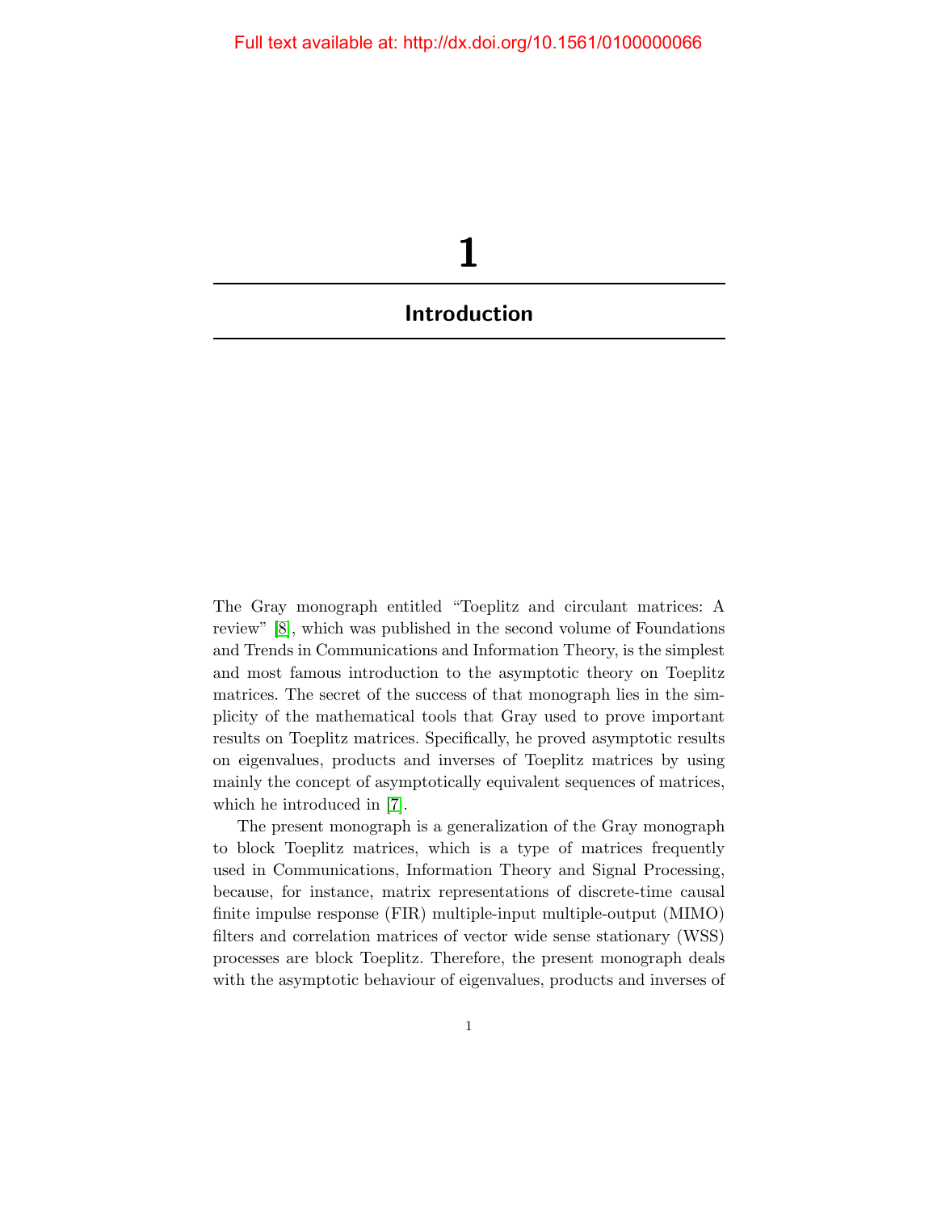# 1

## Introduction

The Gray monograph entitled "Toeplitz and circulant matrices: A review" [8], which was published in the second volume of Foundations and Trends in Communications and Information Theory, is the simplest and most famous introduction to the asymptotic theory on Toeplitz matrices. The secret of the success of that monograph lies in the simplicity of the mathematical tools that Gray used to prove important results on Toeplitz matrices. Specifically, he proved asymptotic results on eigenvalues, products and inverses of Toeplitz matrices by using mainly the concept of asymptotically equivalent sequences of matrices, which he introduced in [7].

The present monograph is a generalization of the Gray monograph to block Toeplitz matrices, which is a type of matrices frequently used in Communications, Information Theory and Signal Processing, because, for instance, matrix representations of discrete-time causal finite impulse response (FIR) multiple-input multiple-output (MIMO) filters and correlation matrices of vector wide sense stationary (WSS) processes are block Toeplitz. Therefore, the present monograph deals with the asymptotic behaviour of eigenvalues, products and inverses of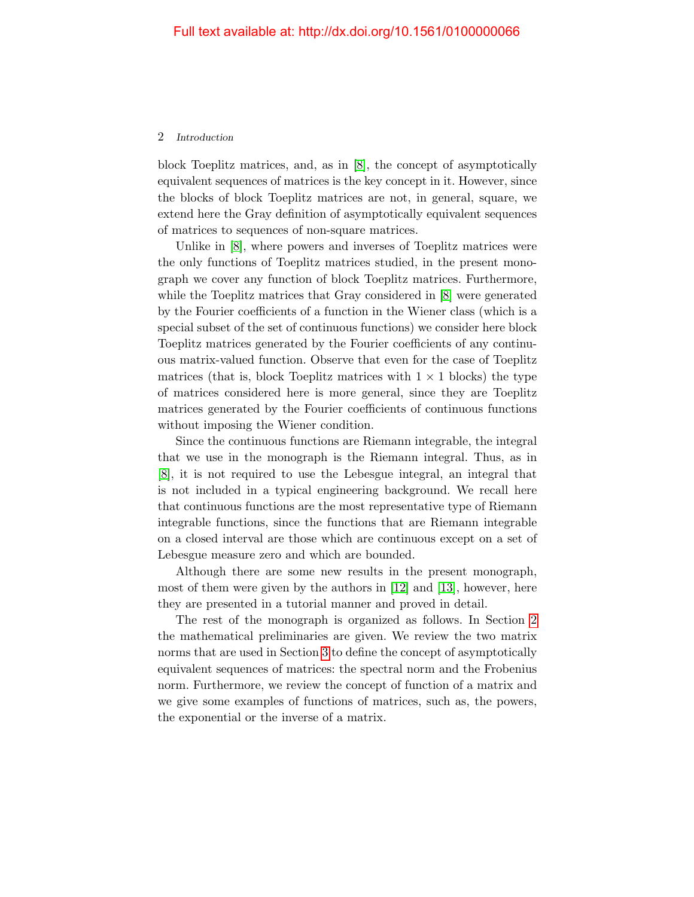block Toeplitz matrices, and, as in [8], the concept of asymptotically equivalent sequences of matrices is the key concept in it. However, since the blocks of block Toeplitz matrices are not, in general, square, we extend here the Gray definition of asymptotically equivalent sequences of matrices to sequences of non-square matrices.

Unlike in [8], where powers and inverses of Toeplitz matrices were the only functions of Toeplitz matrices studied, in the present monograph we cover any function of block Toeplitz matrices. Furthermore, while the Toeplitz matrices that Gray considered in [8] were generated by the Fourier coefficients of a function in the Wiener class (which is a special subset of the set of continuous functions) we consider here block Toeplitz matrices generated by the Fourier coefficients of any continuous matrix-valued function. Observe that even for the case of Toeplitz matrices (that is, block Toeplitz matrices with $1 \times 1$ blocks) the type of matrices considered here is more general, since they are Toeplitz matrices generated by the Fourier coefficients of continuous functions without imposing the Wiener condition.

Since the continuous functions are Riemann integrable, the integral that we use in the monograph is the Riemann integral. Thus, as in [8], it is not required to use the Lebesgue integral, an integral that is not included in a typical engineering background. We recall here that continuous functions are the most representative type of Riemann integrable functions, since the functions that are Riemann integrable on a closed interval are those which are continuous except on a set of Lebesgue measure zero and which are bounded.

Although there are some new results in the present monograph, most of them were given by the authors in [12] and [13], however, here they are presented in a tutorial manner and proved in detail.

The rest of the monograph is organized as follows. In Section 2 the mathematical preliminaries are given. We review the two matrix norms that are used in Section 3 to define the concept of asymptotically equivalent sequences of matrices: the spectral norm and the Frobenius norm. Furthermore, we review the concept of function of a matrix and we give some examples of functions of matrices, such as, the powers, the exponential or the inverse of a matrix.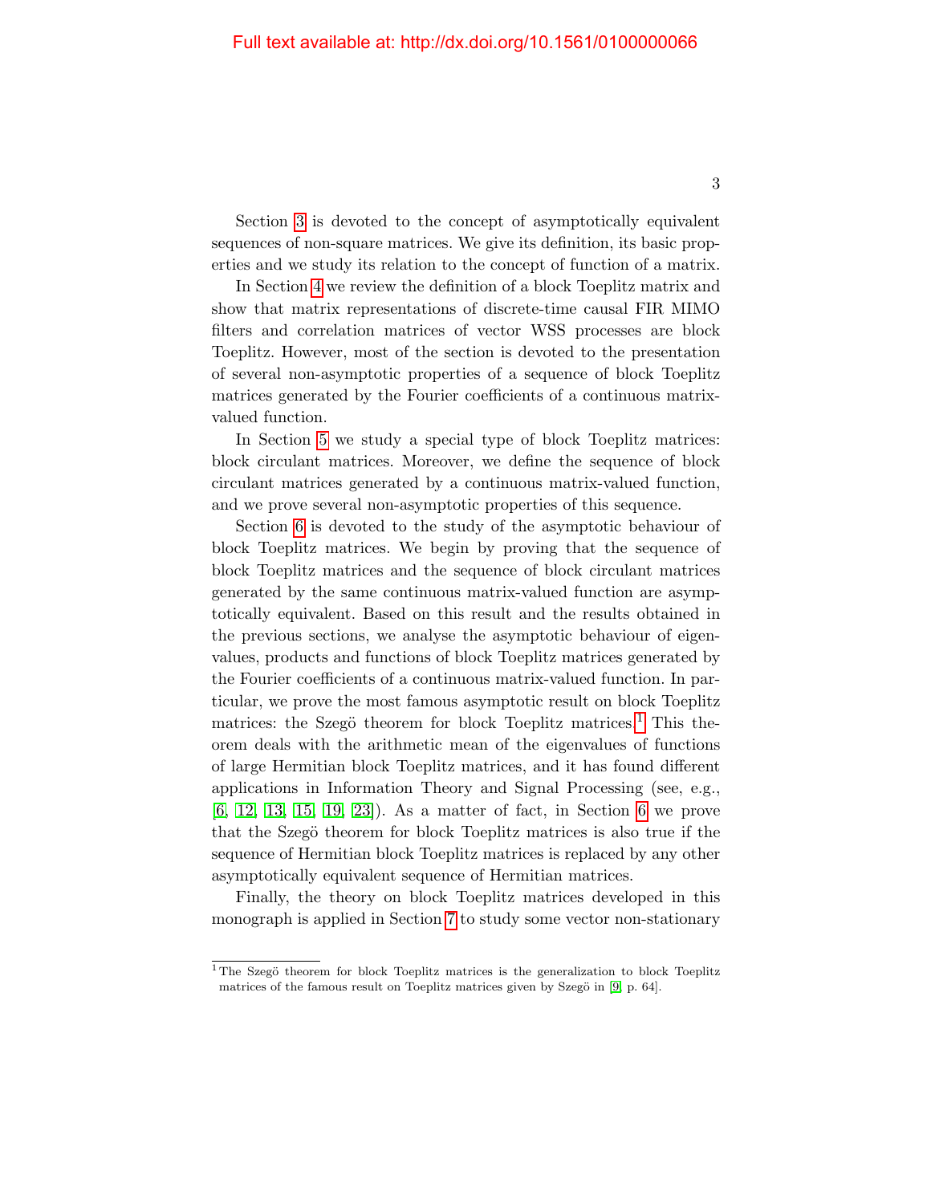Section 3 is devoted to the concept of asymptotically equivalent sequences of non-square matrices. We give its definition, its basic properties and we study its relation to the concept of function of a matrix.

In Section 4 we review the definition of a block Toeplitz matrix and show that matrix representations of discrete-time causal FIR MIMO filters and correlation matrices of vector WSS processes are block Toeplitz. However, most of the section is devoted to the presentation of several non-asymptotic properties of a sequence of block Toeplitz matrices generated by the Fourier coefficients of a continuous matrix-valued function.

In Section 5 we study a special type of block Toeplitz matrices: block circulant matrices. Moreover, we define the sequence of block circulant matrices generated by a continuous matrix-valued function, and we prove several non-asymptotic properties of this sequence.

Section 6 is devoted to the study of the asymptotic behaviour of block Toeplitz matrices. We begin by proving that the sequence of block Toeplitz matrices and the sequence of block circulant matrices generated by the same continuous matrix-valued function are asymptotically equivalent. Based on this result and the results obtained in the previous sections, we analyse the asymptotic behaviour of eigenvalues, products and functions of block Toeplitz matrices generated by the Fourier coefficients of a continuous matrix-valued function. In particular, we prove the most famous asymptotic result on block Toeplitz matrices: the Szegö theorem for block Toeplitz matrices.[1] This theorem deals with the arithmetic mean of the eigenvalues of functions of large Hermitian block Toeplitz matrices, and it has found different applications in Information Theory and Signal Processing (see, e.g., [6, 12, 13, 15, 19, 23]). As a matter of fact, in Section 6 we prove that the Szegö theorem for block Toeplitz matrices is also true if the sequence of Hermitian block Toeplitz matrices is replaced by any other asymptotically equivalent sequence of Hermitian matrices.

Finally, the theory on block Toeplitz matrices developed in this monograph is applied in Section 7 to study some vector non-stationary

[1] The Szegö theorem for block Toeplitz matrices is the generalization to block Toeplitz matrices of the famous result on Toeplitz matrices given by Szegö in [9, p. 64].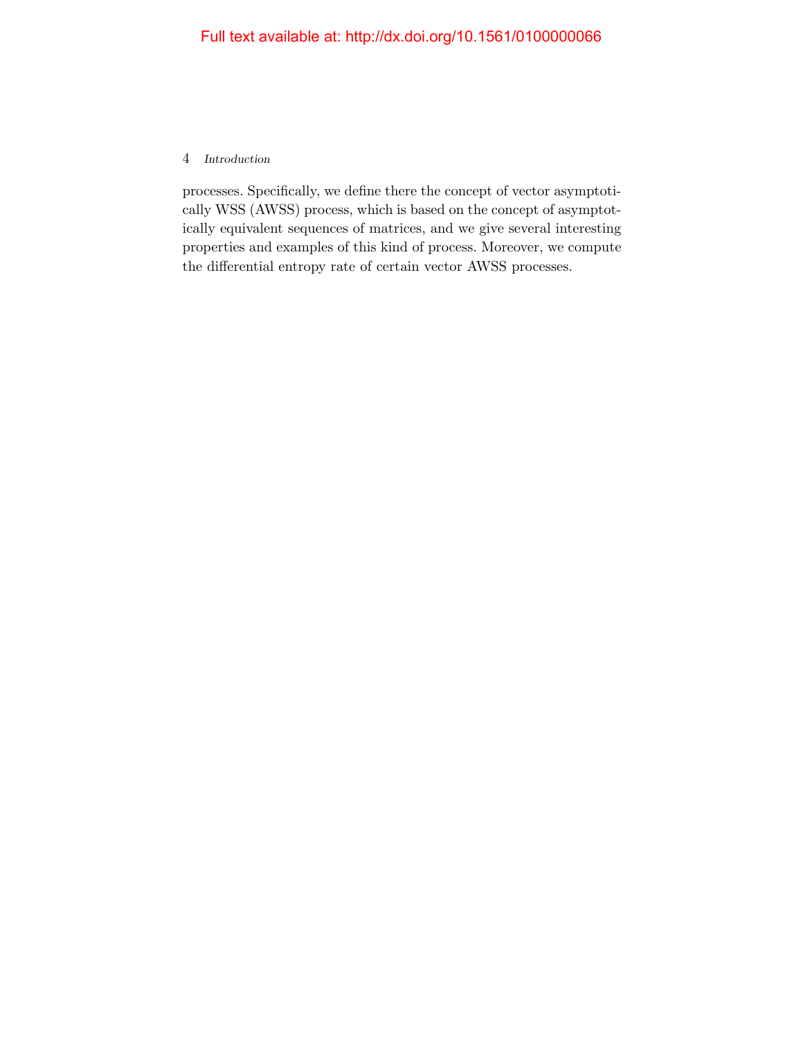processes. Specifically, we define there the concept of vector asymptotically WSS (AWSS) process, which is based on the concept of asymptotically equivalent sequences of matrices, and we give several interesting properties and examples of this kind of process. Moreover, we compute the differential entropy rate of certain vector AWSS processes.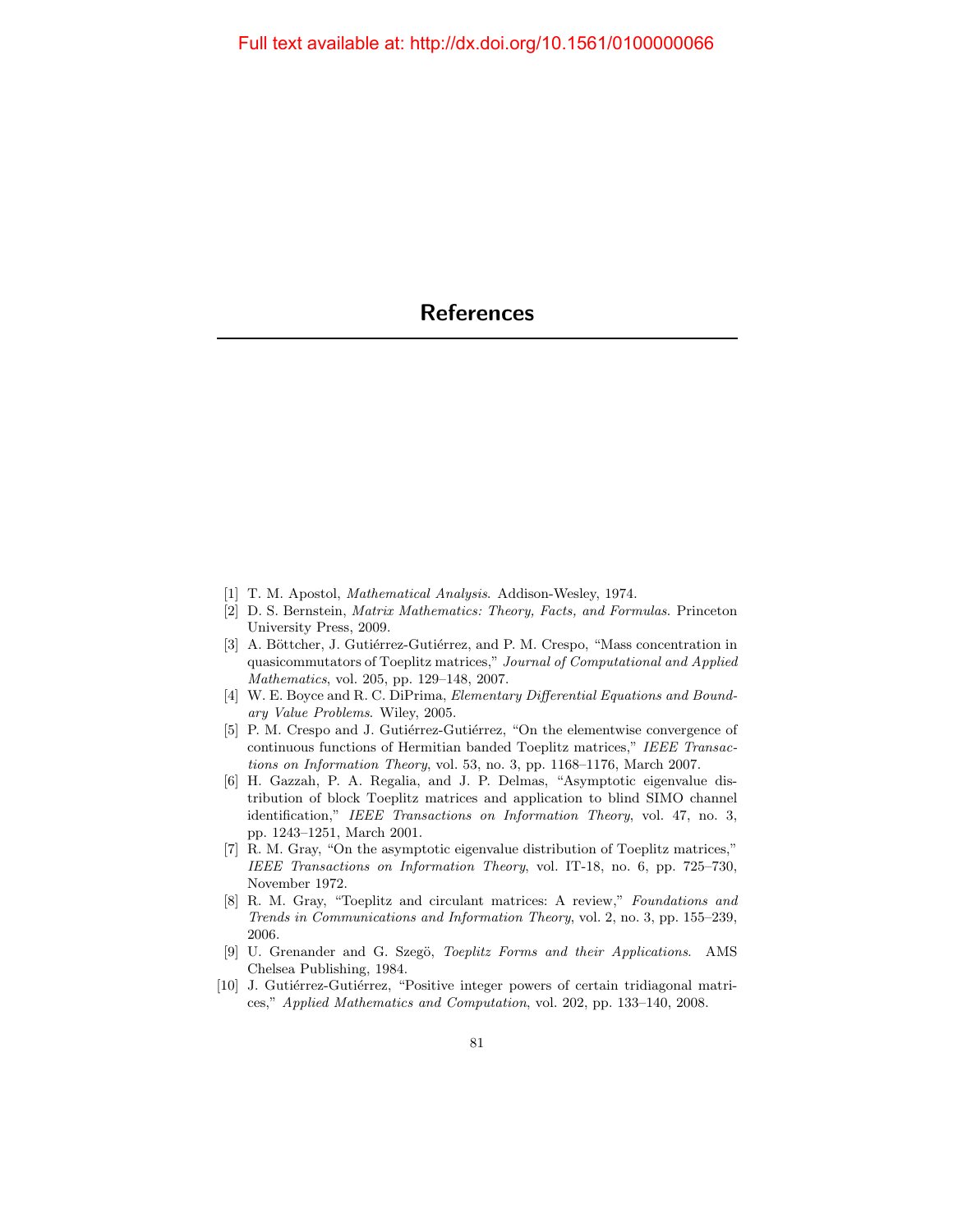# References

[1] T. M. Apostol, *Mathematical Analysis*. Addison-Wesley, 1974.

[2] D. S. Bernstein, *Matrix Mathematics: Theory, Facts, and Formulas*. Princeton University Press, 2009.

[3] A. Böttcher, J. Gutiérrez-Gutiérrez, and P. M. Crespo, "Mass concentration in quasicommutators of Toeplitz matrices," *Journal of Computational and Applied Mathematics*, vol. 205, pp. 129–148, 2007.

[4] W. E. Boyce and R. C. DiPrima, *Elementary Differential Equations and Boundary Value Problems*. Wiley, 2005.

[5] P. M. Crespo and J. Gutiérrez-Gutiérrez, "On the elementwise convergence of continuous functions of Hermitian banded Toeplitz matrices," *IEEE Transactions on Information Theory*, vol. 53, no. 3, pp. 1168–1176, March 2007.

[6] H. Gazzah, P. A. Regalia, and J. P. Delmas, "Asymptotic eigenvalue distribution of block Toeplitz matrices and application to blind SIMO channel identification," *IEEE Transactions on Information Theory*, vol. 47, no. 3, pp. 1243–1251, March 2001.

[7] R. M. Gray, "On the asymptotic eigenvalue distribution of Toeplitz matrices," *IEEE Transactions on Information Theory*, vol. IT-18, no. 6, pp. 725–730, November 1972.

[8] R. M. Gray, "Toeplitz and circulant matrices: A review," *Foundations and Trends in Communications and Information Theory*, vol. 2, no. 3, pp. 155–239, 2006.

[9] U. Grenander and G. Szegö, *Toeplitz Forms and their Applications*. AMS Chelsea Publishing, 1984.

[10] J. Gutiérrez-Gutiérrez, "Positive integer powers of certain tridiagonal matrices," *Applied Mathematics and Computation*, vol. 202, pp. 133–140, 2008.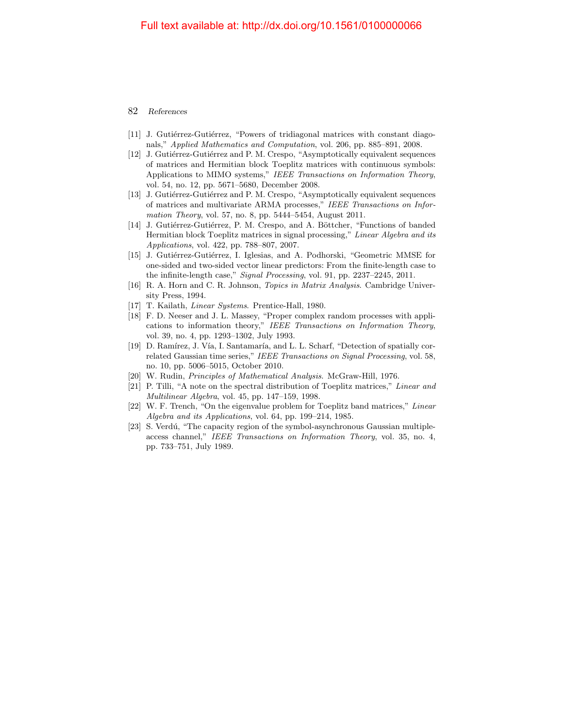[11] J. Gutiérrez-Gutiérrez, "Powers of tridiagonal matrices with constant diagonals," *Applied Mathematics and Computation*, vol. 206, pp. 885–891, 2008.

[12] J. Gutiérrez-Gutiérrez and P. M. Crespo, "Asymptotically equivalent sequences of matrices and Hermitian block Toeplitz matrices with continuous symbols: Applications to MIMO systems," *IEEE Transactions on Information Theory*, vol. 54, no. 12, pp. 5671–5680, December 2008.

[13] J. Gutiérrez-Gutiérrez and P. M. Crespo, "Asymptotically equivalent sequences of matrices and multivariate ARMA processes," *IEEE Transactions on Information Theory*, vol. 57, no. 8, pp. 5444–5454, August 2011.

[14] J. Gutiérrez-Gutiérrez, P. M. Crespo, and A. Böttcher, "Functions of banded Hermitian block Toeplitz matrices in signal processing," *Linear Algebra and its Applications*, vol. 422, pp. 788–807, 2007.

[15] J. Gutiérrez-Gutiérrez, I. Iglesias, and A. Podhorski, "Geometric MMSE for one-sided and two-sided vector linear predictors: From the finite-length case to the infinite-length case," *Signal Processing*, vol. 91, pp. 2237–2245, 2011.

[16] R. A. Horn and C. R. Johnson, *Topics in Matrix Analysis*. Cambridge University Press, 1994.

[17] T. Kailath, *Linear Systems*. Prentice-Hall, 1980.

[18] F. D. Neeser and J. L. Massey, "Proper complex random processes with applications to information theory," *IEEE Transactions on Information Theory*, vol. 39, no. 4, pp. 1293–1302, July 1993.

[19] D. Ramírez, J. Vía, I. Santamaría, and L. L. Scharf, "Detection of spatially correlated Gaussian time series," *IEEE Transactions on Signal Processing*, vol. 58, no. 10, pp. 5006–5015, October 2010.

[20] W. Rudin, *Principles of Mathematical Analysis*. McGraw-Hill, 1976.

[21] P. Tilli, "A note on the spectral distribution of Toeplitz matrices," *Linear and Multilinear Algebra*, vol. 45, pp. 147–159, 1998.

[22] W. F. Trench, "On the eigenvalue problem for Toeplitz band matrices," *Linear Algebra and its Applications*, vol. 64, pp. 199–214, 1985.

[23] S. Verdú, "The capacity region of the symbol-asynchronous Gaussian multiple-access channel," *IEEE Transactions on Information Theory*, vol. 35, no. 4, pp. 733–751, July 1989.